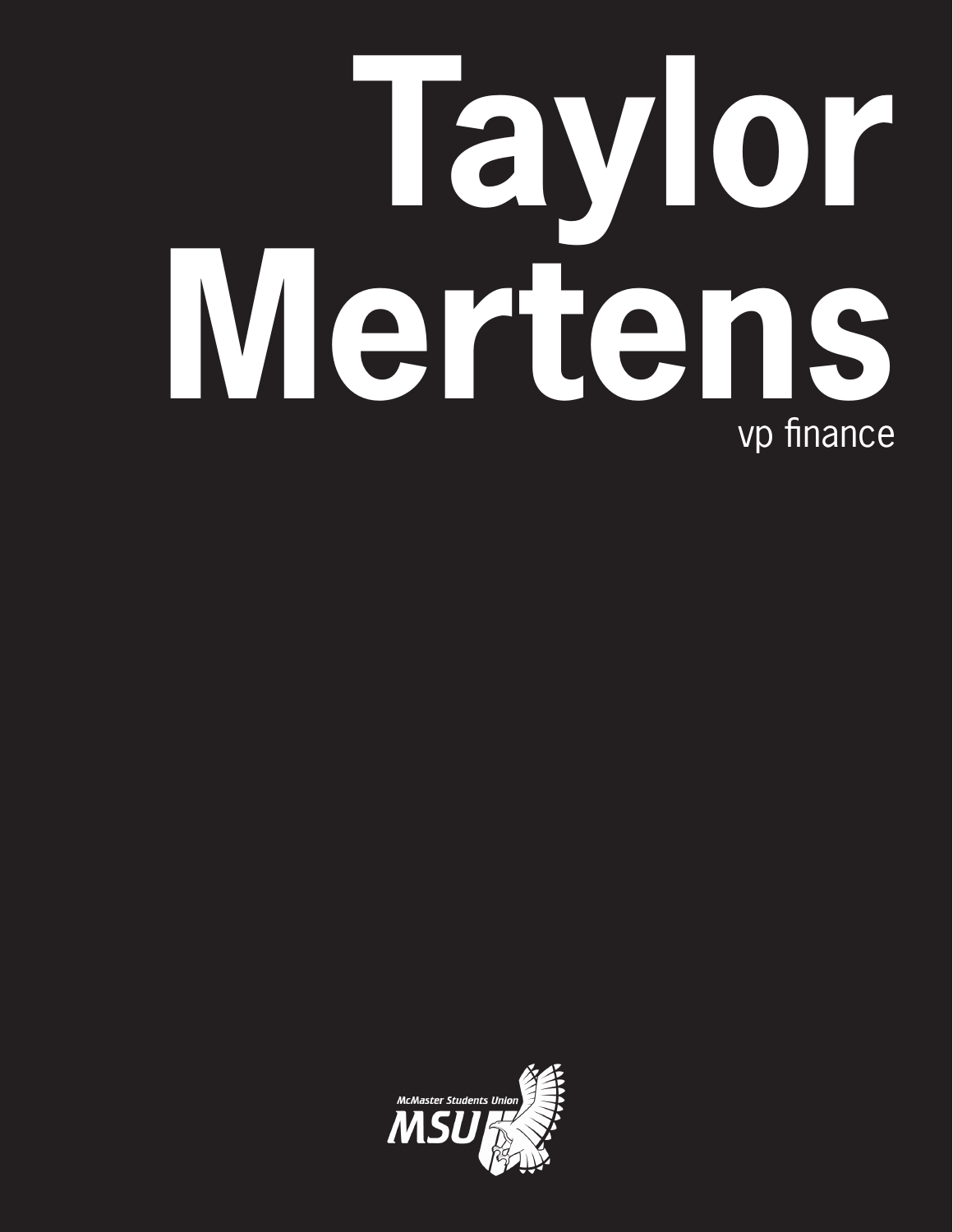# Taylor Mertens

vp finance

McMaster Students Union

MSU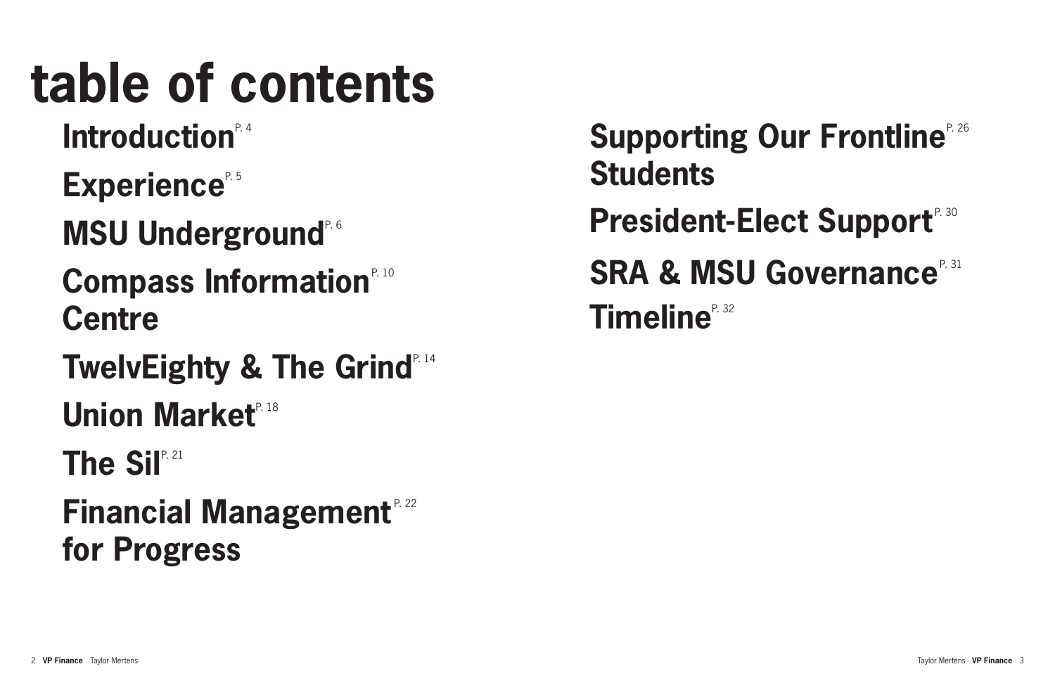# table of contents

- Introduction P. 4
- Experience P. 5
- MSU Underground P. 6
- Compass Information Centre P. 10
- TwelvEighty & The Grind P. 14
- Union Market P. 18
- The Sil P. 21
- Financial Management for Progress P. 22
- Supporting Our Frontline Students P. 26
- President-Elect Support P. 30
- SRA & MSU Governance P. 31
- Timeline P. 32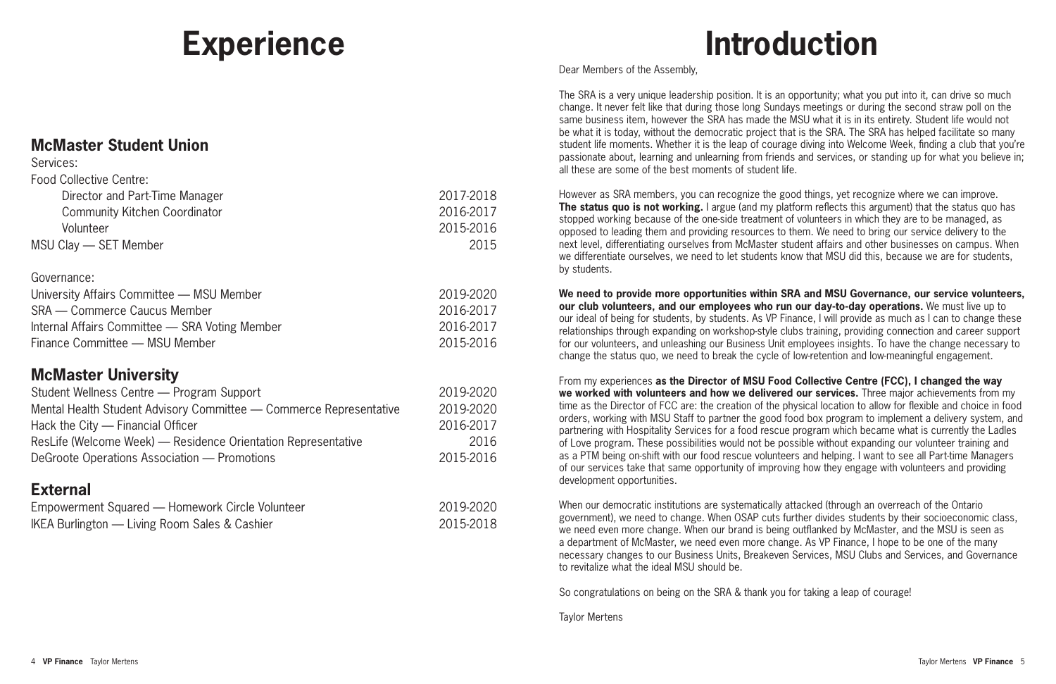# Experience

## McMaster Student Union

Services:

Food Collective Centre:

| Role | Years |
|---|---|
| Director and Part-Time Manager | 2017-2018 |
| Community Kitchen Coordinator | 2016-2017 |
| Volunteer | 2015-2016 |
| MSU Clay — SET Member | 2015 |

Governance:

| Role | Years |
|---|---|
| University Affairs Committee — MSU Member | 2019-2020 |
| SRA — Commerce Caucus Member | 2016-2017 |
| Internal Affairs Committee — SRA Voting Member | 2016-2017 |
| Finance Committee — MSU Member | 2015-2016 |

## McMaster University

| Role | Years |
|---|---|
| Student Wellness Centre — Program Support | 2019-2020 |
| Mental Health Student Advisory Committee — Commerce Representative | 2019-2020 |
| Hack the City — Financial Officer | 2016-2017 |
| ResLife (Welcome Week) — Residence Orientation Representative | 2016 |
| DeGroote Operations Association — Promotions | 2015-2016 |

## External

| Role | Years |
|---|---|
| Empowerment Squared — Homework Circle Volunteer | 2019-2020 |
| IKEA Burlington — Living Room Sales & Cashier | 2015-2018 |

# Introduction

Dear Members of the Assembly,

The SRA is a very unique leadership position. It is an opportunity; what you put into it, can drive so much change. It never felt like that during those long Sundays meetings or during the second straw poll on the same business item, however the SRA has made the MSU what it is in its entirety. Student life would not be what it is today, without the democratic project that is the SRA. The SRA has helped facilitate so many student life moments. Whether it is the leap of courage diving into Welcome Week, finding a club that you're passionate about, learning and unlearning from friends and services, or standing up for what you believe in; all these are some of the best moments of student life.

However as SRA members, you can recognize the good things, yet recognize where we can improve. **The status quo is not working.** I argue (and my platform reflects this argument) that the status quo has stopped working because of the one-side treatment of volunteers in which they are to be managed, as opposed to leading them and providing resources to them. We need to bring our service delivery to the next level, differentiating ourselves from McMaster student affairs and other businesses on campus. When we differentiate ourselves, we need to let students know that MSU did this, because we are for students, by students.

**We need to provide more opportunities within SRA and MSU Governance, our service volunteers, our club volunteers, and our employees who run our day-to-day operations.** We must live up to our ideal of being for students, by students. As VP Finance, I will provide as much as I can to change these relationships through expanding on workshop-style clubs training, providing connection and career support for our volunteers, and unleashing our Business Unit employees insights. To have the change necessary to change the status quo, we need to break the cycle of low-retention and low-meaningful engagement.

From my experiences **as the Director of MSU Food Collective Centre (FCC), I changed the way we worked with volunteers and how we delivered our services.** Three major achievements from my time as the Director of FCC are: the creation of the physical location to allow for flexible and choice in food orders, working with MSU Staff to partner the good food box program to implement a delivery system, and partnering with Hospitality Services for a food rescue program which became what is currently the Ladles of Love program. These possibilities would not be possible without expanding our volunteer training and as a PTM being on-shift with our food rescue volunteers and helping. I want to see all Part-time Managers of our services take that same opportunity of improving how they engage with volunteers and providing development opportunities.

When our democratic institutions are systematically attacked (through an overreach of the Ontario government), we need to change. When OSAP cuts further divides students by their socioeconomic class, we need even more change. When our brand is being outflanked by McMaster, and the MSU is seen as a department of McMaster, we need even more change. As VP Finance, I hope to be one of the many necessary changes to our Business Units, Breakeven Services, MSU Clubs and Services, and Governance to revitalize what the ideal MSU should be.

So congratulations on being on the SRA & thank you for taking a leap of courage!

Taylor Mertens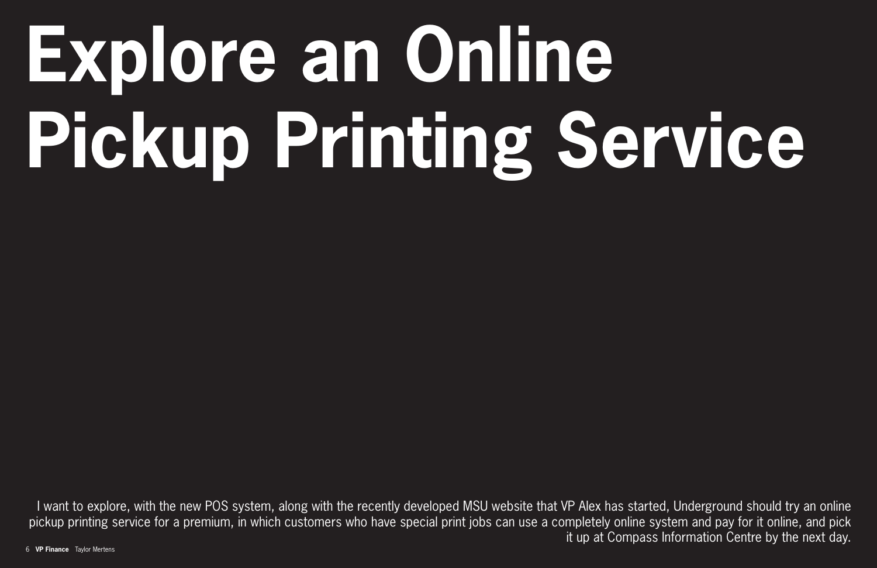# Explore an Online Pickup Printing Service

I want to explore, with the new POS system, along with the recently developed MSU website that VP Alex has started, Underground should try an online pickup printing service for a premium, in which customers who have special print jobs can use a completely online system and pay for it online, and pick it up at Compass Information Centre by the next day.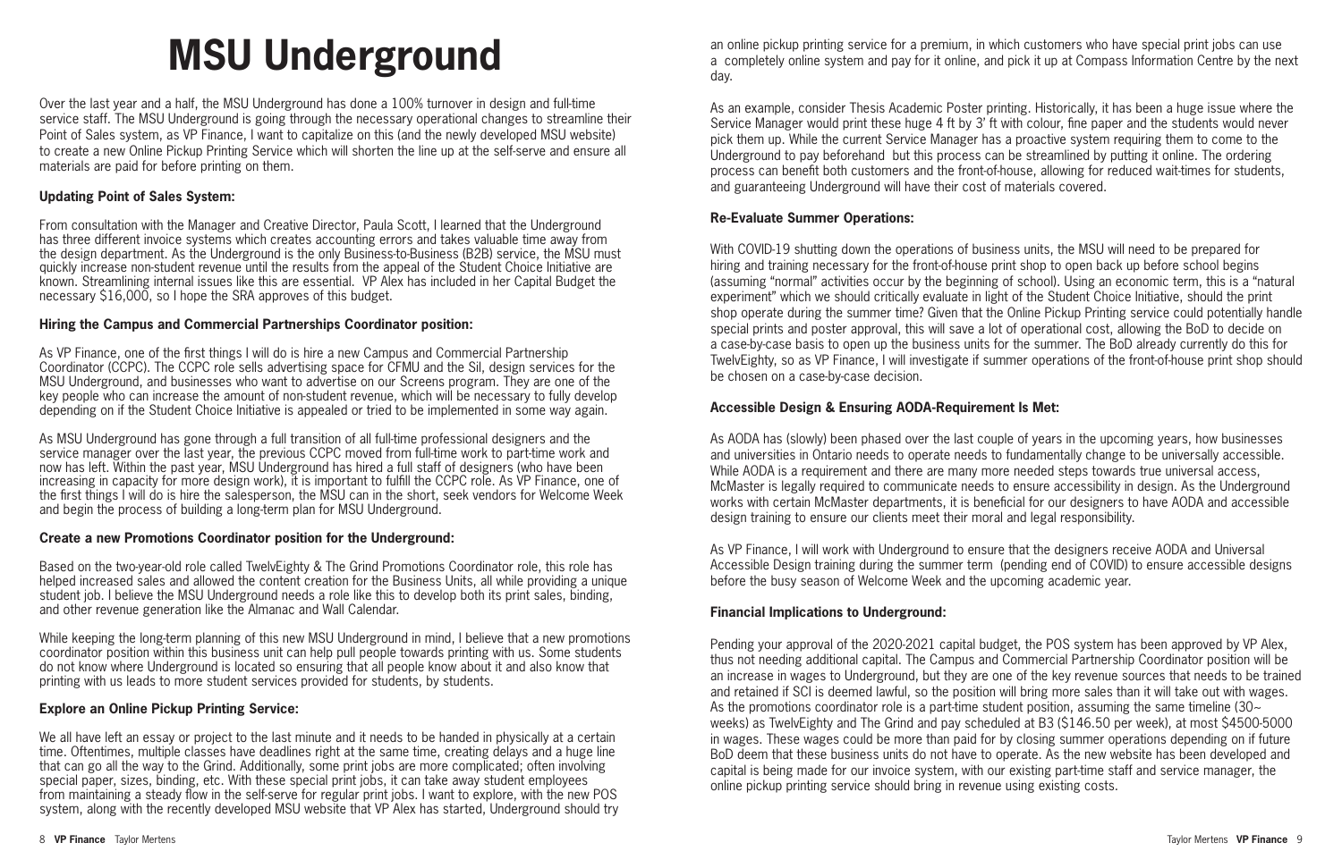# MSU Underground

Over the last year and a half, the MSU Underground has done a 100% turnover in design and full-time service staff. The MSU Underground is going through the necessary operational changes to streamline their Point of Sales system, as VP Finance, I want to capitalize on this (and the newly developed MSU website) to create a new Online Pickup Printing Service which will shorten the line up at the self-serve and ensure all materials are paid for before printing on them.

**Updating Point of Sales System:**

From consultation with the Manager and Creative Director, Paula Scott, I learned that the Underground has three different invoice systems which creates accounting errors and takes valuable time away from the design department. As the Underground is the only Business-to-Business (B2B) service, the MSU must quickly increase non-student revenue until the results from the appeal of the Student Choice Initiative are known. Streamlining internal issues like this are essential. VP Alex has included in her Capital Budget the necessary $16,000, so I hope the SRA approves of this budget.

**Hiring the Campus and Commercial Partnerships Coordinator position:**

As VP Finance, one of the first things I will do is hire a new Campus and Commercial Partnership Coordinator (CCPC). The CCPC role sells advertising space for CFMU and the Sil, design services for the MSU Underground, and businesses who want to advertise on our Screens program. They are one of the key people who can increase the amount of non-student revenue, which will be necessary to fully develop depending on if the Student Choice Initiative is appealed or tried to be implemented in some way again.

As MSU Underground has gone through a full transition of all full-time professional designers and the service manager over the last year, the previous CCPC moved from full-time work to part-time work and now has left. Within the past year, MSU Underground has hired a full staff of designers (who have been increasing in capacity for more design work), it is important to fulfill the CCPC role. As VP Finance, one of the first things I will do is hire the salesperson, the MSU can in the short, seek vendors for Welcome Week and begin the process of building a long-term plan for MSU Underground.

**Create a new Promotions Coordinator position for the Underground:**

Based on the two-year-old role called TwelvEighty & The Grind Promotions Coordinator role, this role has helped increased sales and allowed the content creation for the Business Units, all while providing a unique student job. I believe the MSU Underground needs a role like this to develop both its print sales, binding, and other revenue generation like the Almanac and Wall Calendar.

While keeping the long-term planning of this new MSU Underground in mind, I believe that a new promotions coordinator position within this business unit can help pull people towards printing with us. Some students do not know where Underground is located so ensuring that all people know about it and also know that printing with us leads to more student services provided for students, by students.

**Explore an Online Pickup Printing Service:**

We all have left an essay or project to the last minute and it needs to be handed in physically at a certain time. Oftentimes, multiple classes have deadlines right at the same time, creating delays and a huge line that can go all the way to the Grind. Additionally, some print jobs are more complicated; often involving special paper, sizes, binding, etc. With these special print jobs, it can take away student employees from maintaining a steady flow in the self-serve for regular print jobs. I want to explore, with the new POS system, along with the recently developed MSU website that VP Alex has started, Underground should try an online pickup printing service for a premium, in which customers who have special print jobs can use a completely online system and pay for it online, and pick it up at Compass Information Centre by the next day.

As an example, consider Thesis Academic Poster printing. Historically, it has been a huge issue where the Service Manager would print these huge 4 ft by 3' ft with colour, fine paper and the students would never pick them up. While the current Service Manager has a proactive system requiring them to come to the Underground to pay beforehand but this process can be streamlined by putting it online. The ordering process can benefit both customers and the front-of-house, allowing for reduced wait-times for students, and guaranteeing Underground will have their cost of materials covered.

**Re-Evaluate Summer Operations:**

With COVID-19 shutting down the operations of business units, the MSU will need to be prepared for hiring and training necessary for the front-of-house print shop to open back up before school begins (assuming "normal" activities occur by the beginning of school). Using an economic term, this is a "natural experiment" which we should critically evaluate in light of the Student Choice Initiative, should the print shop operate during the summer time? Given that the Online Pickup Printing service could potentially handle special prints and poster approval, this will save a lot of operational cost, allowing the BoD to decide on a case-by-case basis to open up the business units for the summer. The BoD already currently do this for TwelvEighty, so as VP Finance, I will investigate if summer operations of the front-of-house print shop should be chosen on a case-by-case decision.

**Accessible Design & Ensuring AODA-Requirement Is Met:**

As AODA has (slowly) been phased over the last couple of years in the upcoming years, how businesses and universities in Ontario needs to operate needs to fundamentally change to be universally accessible. While AODA is a requirement and there are many more needed steps towards true universal access, McMaster is legally required to communicate needs to ensure accessibility in design. As the Underground works with certain McMaster departments, it is beneficial for our designers to have AODA and accessible design training to ensure our clients meet their moral and legal responsibility.

As VP Finance, I will work with Underground to ensure that the designers receive AODA and Universal Accessible Design training during the summer term (pending end of COVID) to ensure accessible designs before the busy season of Welcome Week and the upcoming academic year.

**Financial Implications to Underground:**

Pending your approval of the 2020-2021 capital budget, the POS system has been approved by VP Alex, thus not needing additional capital. The Campus and Commercial Partnership Coordinator position will be an increase in wages to Underground, but they are one of the key revenue sources that needs to be trained and retained if SCI is deemed lawful, so the position will bring more sales than it will take out with wages. As the promotions coordinator role is a part-time student position, assuming the same timeline (30~ weeks) as TwelvEighty and The Grind and pay scheduled at B3 ($146.50 per week), at most $4500-5000 in wages. These wages could be more than paid for by closing summer operations depending on if future BoD deem that these business units do not have to operate. As the new website has been developed and capital is being made for our invoice system, with our existing part-time staff and service manager, the online pickup printing service should bring in revenue using existing costs.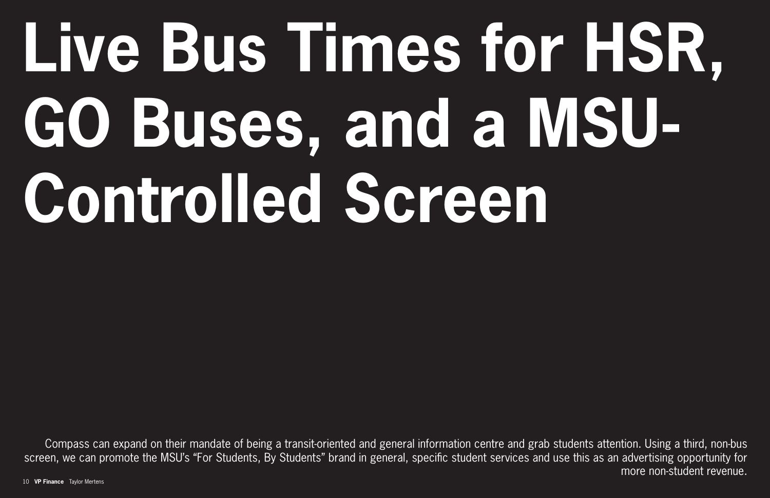# Live Bus Times for HSR, GO Buses, and a MSU-Controlled Screen

Compass can expand on their mandate of being a transit-oriented and general information centre and grab students attention. Using a third, non-bus screen, we can promote the MSU's "For Students, By Students" brand in general, specific student services and use this as an advertising opportunity for more non-student revenue.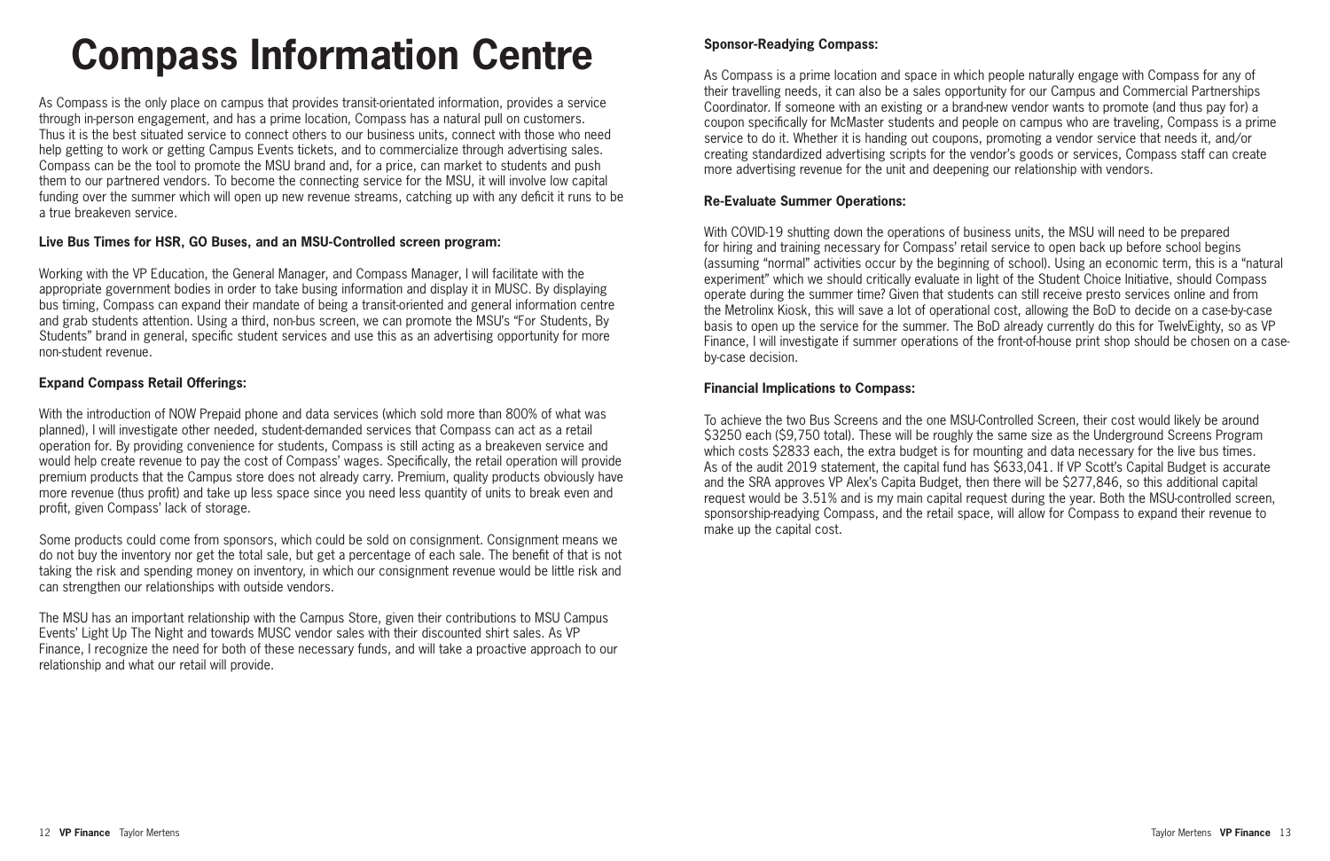# Compass Information Centre

As Compass is the only place on campus that provides transit-orientated information, provides a service through in-person engagement, and has a prime location, Compass has a natural pull on customers. Thus it is the best situated service to connect others to our business units, connect with those who need help getting to work or getting Campus Events tickets, and to commercialize through advertising sales. Compass can be the tool to promote the MSU brand and, for a price, can market to students and push them to our partnered vendors. To become the connecting service for the MSU, it will involve low capital funding over the summer which will open up new revenue streams, catching up with any deficit it runs to be a true breakeven service.

**Live Bus Times for HSR, GO Buses, and an MSU-Controlled screen program:**

Working with the VP Education, the General Manager, and Compass Manager, I will facilitate with the appropriate government bodies in order to take busing information and display it in MUSC. By displaying bus timing, Compass can expand their mandate of being a transit-oriented and general information centre and grab students attention. Using a third, non-bus screen, we can promote the MSU's "For Students, By Students" brand in general, specific student services and use this as an advertising opportunity for more non-student revenue.

**Expand Compass Retail Offerings:**

With the introduction of NOW Prepaid phone and data services (which sold more than 800% of what was planned), I will investigate other needed, student-demanded services that Compass can act as a retail operation for. By providing convenience for students, Compass is still acting as a breakeven service and would help create revenue to pay the cost of Compass' wages. Specifically, the retail operation will provide premium products that the Campus store does not already carry. Premium, quality products obviously have more revenue (thus profit) and take up less space since you need less quantity of units to break even and profit, given Compass' lack of storage.

Some products could come from sponsors, which could be sold on consignment. Consignment means we do not buy the inventory nor get the total sale, but get a percentage of each sale. The benefit of that is not taking the risk and spending money on inventory, in which our consignment revenue would be little risk and can strengthen our relationships with outside vendors.

The MSU has an important relationship with the Campus Store, given their contributions to MSU Campus Events' Light Up The Night and towards MUSC vendor sales with their discounted shirt sales. As VP Finance, I recognize the need for both of these necessary funds, and will take a proactive approach to our relationship and what our retail will provide.

**Sponsor-Readying Compass:**

As Compass is a prime location and space in which people naturally engage with Compass for any of their travelling needs, it can also be a sales opportunity for our Campus and Commercial Partnerships Coordinator. If someone with an existing or a brand-new vendor wants to promote (and thus pay for) a coupon specifically for McMaster students and people on campus who are traveling, Compass is a prime service to do it. Whether it is handing out coupons, promoting a vendor service that needs it, and/or creating standardized advertising scripts for the vendor's goods or services, Compass staff can create more advertising revenue for the unit and deepening our relationship with vendors.

**Re-Evaluate Summer Operations:**

With COVID-19 shutting down the operations of business units, the MSU will need to be prepared for hiring and training necessary for Compass' retail service to open back up before school begins (assuming "normal" activities occur by the beginning of school). Using an economic term, this is a "natural experiment" which we should critically evaluate in light of the Student Choice Initiative, should Compass operate during the summer time? Given that students can still receive presto services online and from the Metrolinx Kiosk, this will save a lot of operational cost, allowing the BoD to decide on a case-by-case basis to open up the service for the summer. The BoD already currently do this for TwelvEighty, so as VP Finance, I will investigate if summer operations of the front-of-house print shop should be chosen on a case-by-case decision.

**Financial Implications to Compass:**

To achieve the two Bus Screens and the one MSU-Controlled Screen, their cost would likely be around $3250 each ($9,750 total). These will be roughly the same size as the Underground Screens Program which costs $2833 each, the extra budget is for mounting and data necessary for the live bus times. As of the audit 2019 statement, the capital fund has $633,041. If VP Scott's Capital Budget is accurate and the SRA approves VP Alex's Capita Budget, then there will be $277,846, so this additional capital request would be 3.51% and is my main capital request during the year. Both the MSU-controlled screen, sponsorship-readying Compass, and the retail space, will allow for Compass to expand their revenue to make up the capital cost.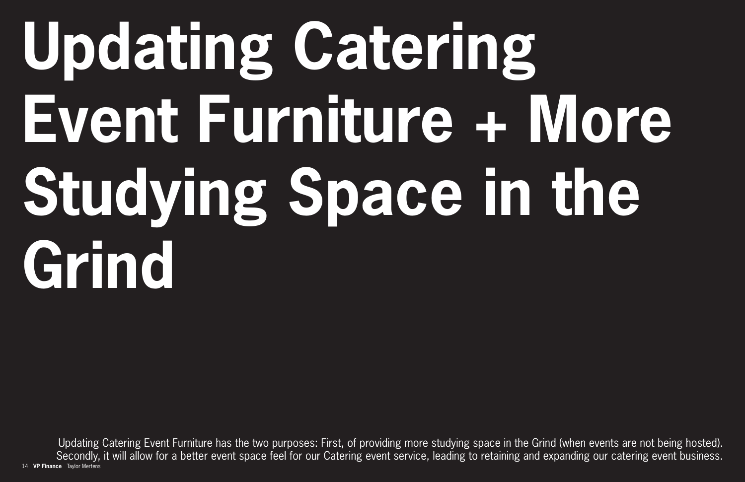# Updating Catering Event Furniture + More Studying Space in the Grind

Updating Catering Event Furniture has the two purposes: First, of providing more studying space in the Grind (when events are not being hosted). Secondly, it will allow for a better event space feel for our Catering event service, leading to retaining and expanding our catering event business.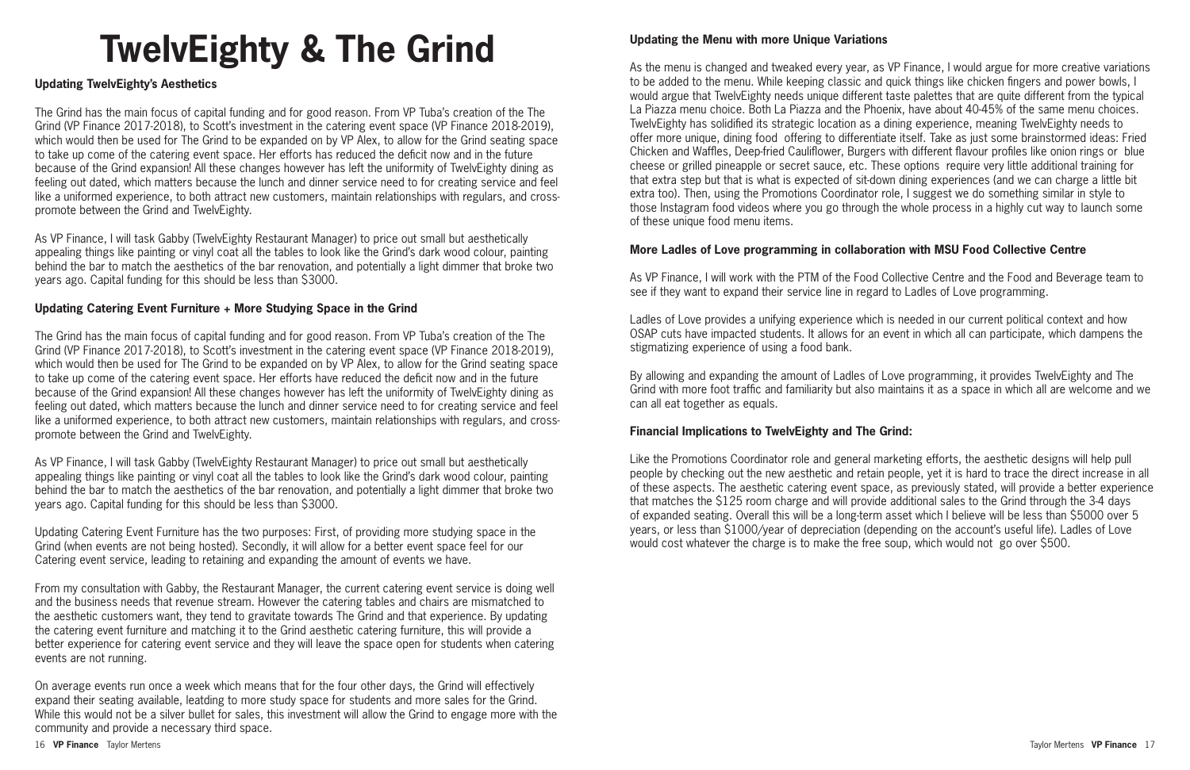# TwelvEighty & The Grind

**Updating TwelvEighty's Aesthetics**

The Grind has the main focus of capital funding and for good reason. From VP Tuba's creation of the The Grind (VP Finance 2017-2018), to Scott's investment in the catering event space (VP Finance 2018-2019), which would then be used for The Grind to be expanded on by VP Alex, to allow for the Grind seating space to take up come of the catering event space. Her efforts has reduced the deficit now and in the future because of the Grind expansion! All these changes however has left the uniformity of TwelvEighty dining as feeling out dated, which matters because the lunch and dinner service need to for creating service and feel like a uniformed experience, to both attract new customers, maintain relationships with regulars, and cross-promote between the Grind and TwelvEighty.

As VP Finance, I will task Gabby (TwelvEighty Restaurant Manager) to price out small but aesthetically appealing things like painting or vinyl coat all the tables to look like the Grind's dark wood colour, painting behind the bar to match the aesthetics of the bar renovation, and potentially a light dimmer that broke two years ago. Capital funding for this should be less than $3000.

**Updating Catering Event Furniture + More Studying Space in the Grind**

The Grind has the main focus of capital funding and for good reason. From VP Tuba's creation of the The Grind (VP Finance 2017-2018), to Scott's investment in the catering event space (VP Finance 2018-2019), which would then be used for The Grind to be expanded on by VP Alex, to allow for the Grind seating space to take up come of the catering event space. Her efforts have reduced the deficit now and in the future because of the Grind expansion! All these changes however has left the uniformity of TwelvEighty dining as feeling out dated, which matters because the lunch and dinner service need to for creating service and feel like a uniformed experience, to both attract new customers, maintain relationships with regulars, and cross-promote between the Grind and TwelvEighty.

As VP Finance, I will task Gabby (TwelvEighty Restaurant Manager) to price out small but aesthetically appealing things like painting or vinyl coat all the tables to look like the Grind's dark wood colour, painting behind the bar to match the aesthetics of the bar renovation, and potentially a light dimmer that broke two years ago. Capital funding for this should be less than $3000.

Updating Catering Event Furniture has the two purposes: First, of providing more studying space in the Grind (when events are not being hosted). Secondly, it will allow for a better event space feel for our Catering event service, leading to retaining and expanding the amount of events we have.

From my consultation with Gabby, the Restaurant Manager, the current catering event service is doing well and the business needs that revenue stream. However the catering tables and chairs are mismatched to the aesthetic customers want, they tend to gravitate towards The Grind and that experience. By updating the catering event furniture and matching it to the Grind aesthetic catering furniture, this will provide a better experience for catering event service and they will leave the space open for students when catering events are not running.

On average events run once a week which means that for the four other days, the Grind will effectively expand their seating available, leatding to more study space for students and more sales for the Grind. While this would not be a silver bullet for sales, this investment will allow the Grind to engage more with the community and provide a necessary third space.

**Updating the Menu with more Unique Variations**

As the menu is changed and tweaked every year, as VP Finance, I would argue for more creative variations to be added to the menu. While keeping classic and quick things like chicken fingers and power bowls, I would argue that TwelvEighty needs unique different taste palettes that are quite different from the typical La Piazza menu choice. Both La Piazza and the Phoenix, have about 40-45% of the same menu choices. TwelvEighty has solidified its strategic location as a dining experience, meaning TwelvEighty needs to offer more unique, dining food offering to differentiate itself. Take as just some brainstormed ideas: Fried Chicken and Waffles, Deep-fried Cauliflower, Burgers with different flavour profiles like onion rings or blue cheese or grilled pineapple or secret sauce, etc. These options require very little additional training for that extra step but that is what is expected of sit-down dining experiences (and we can charge a little bit extra too). Then, using the Promotions Coordinator role, I suggest we do something similar in style to those Instagram food videos where you go through the whole process in a highly cut way to launch some of these unique food menu items.

**More Ladles of Love programming in collaboration with MSU Food Collective Centre**

As VP Finance, I will work with the PTM of the Food Collective Centre and the Food and Beverage team to see if they want to expand their service line in regard to Ladles of Love programming.

Ladles of Love provides a unifying experience which is needed in our current political context and how OSAP cuts have impacted students. It allows for an event in which all can participate, which dampens the stigmatizing experience of using a food bank.

By allowing and expanding the amount of Ladles of Love programming, it provides TwelvEighty and The Grind with more foot traffic and familiarity but also maintains it as a space in which all are welcome and we can all eat together as equals.

**Financial Implications to TwelvEighty and The Grind:**

Like the Promotions Coordinator role and general marketing efforts, the aesthetic designs will help pull people by checking out the new aesthetic and retain people, yet it is hard to trace the direct increase in all of these aspects. The aesthetic catering event space, as previously stated, will provide a better experience that matches the $125 room charge and will provide additional sales to the Grind through the 3-4 days of expanded seating. Overall this will be a long-term asset which I believe will be less than $5000 over 5 years, or less than $1000/year of depreciation (depending on the account's useful life). Ladles of Love would cost whatever the charge is to make the free soup, which would not go over $500.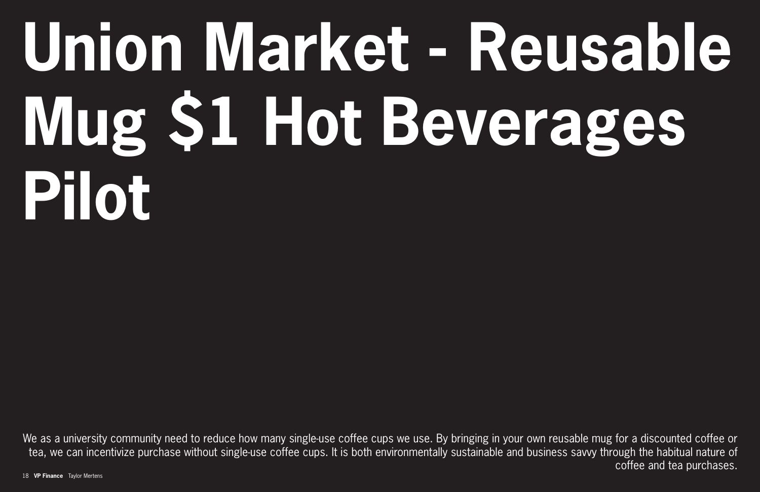# Union Market - Reusable Mug $1 Hot Beverages Pilot

We as a university community need to reduce how many single-use coffee cups we use. By bringing in your own reusable mug for a discounted coffee or tea, we can incentivize purchase without single-use coffee cups. It is both environmentally sustainable and business savvy through the habitual nature of coffee and tea purchases.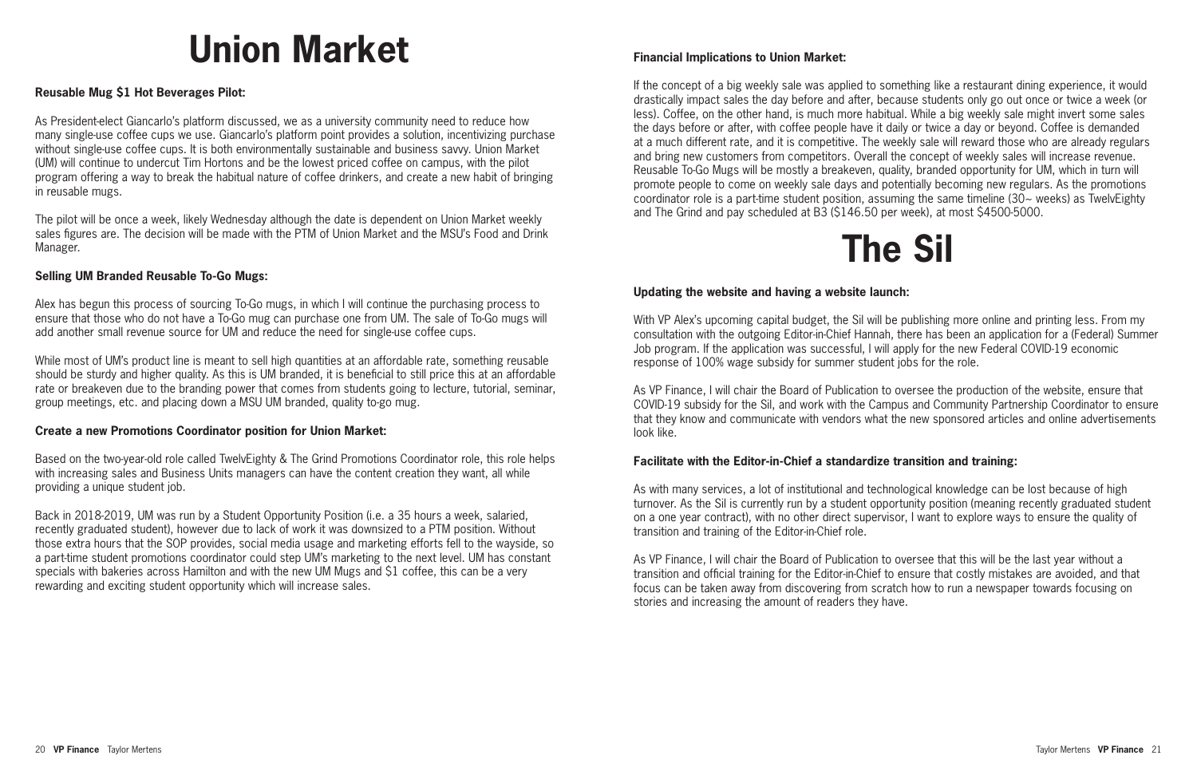# Union Market

**Reusable Mug $1 Hot Beverages Pilot:**

As President-elect Giancarlo's platform discussed, we as a university community need to reduce how many single-use coffee cups we use. Giancarlo's platform point provides a solution, incentivizing purchase without single-use coffee cups. It is both environmentally sustainable and business savvy. Union Market (UM) will continue to undercut Tim Hortons and be the lowest priced coffee on campus, with the pilot program offering a way to break the habitual nature of coffee drinkers, and create a new habit of bringing in reusable mugs.

The pilot will be once a week, likely Wednesday although the date is dependent on Union Market weekly sales figures are. The decision will be made with the PTM of Union Market and the MSU's Food and Drink Manager.

**Selling UM Branded Reusable To-Go Mugs:**

Alex has begun this process of sourcing To-Go mugs, in which I will continue the purchasing process to ensure that those who do not have a To-Go mug can purchase one from UM. The sale of To-Go mugs will add another small revenue source for UM and reduce the need for single-use coffee cups.

While most of UM's product line is meant to sell high quantities at an affordable rate, something reusable should be sturdy and higher quality. As this is UM branded, it is beneficial to still price this at an affordable rate or breakeven due to the branding power that comes from students going to lecture, tutorial, seminar, group meetings, etc. and placing down a MSU UM branded, quality to-go mug.

**Create a new Promotions Coordinator position for Union Market:**

Based on the two-year-old role called TwelvEighty & The Grind Promotions Coordinator role, this role helps with increasing sales and Business Units managers can have the content creation they want, all while providing a unique student job.

Back in 2018-2019, UM was run by a Student Opportunity Position (i.e. a 35 hours a week, salaried, recently graduated student), however due to lack of work it was downsized to a PTM position. Without those extra hours that the SOP provides, social media usage and marketing efforts fell to the wayside, so a part-time student promotions coordinator could step UM's marketing to the next level. UM has constant specials with bakeries across Hamilton and with the new UM Mugs and $1 coffee, this can be a very rewarding and exciting student opportunity which will increase sales.

**Financial Implications to Union Market:**

If the concept of a big weekly sale was applied to something like a restaurant dining experience, it would drastically impact sales the day before and after, because students only go out once or twice a week (or less). Coffee, on the other hand, is much more habitual. While a big weekly sale might invert some sales the days before or after, with coffee people have it daily or twice a day or beyond. Coffee is demanded at a much different rate, and it is competitive. The weekly sale will reward those who are already regulars and bring new customers from competitors. Overall the concept of weekly sales will increase revenue. Reusable To-Go Mugs will be mostly a breakeven, quality, branded opportunity for UM, which in turn will promote people to come on weekly sale days and potentially becoming new regulars. As the promotions coordinator role is a part-time student position, assuming the same timeline (30~ weeks) as TwelvEighty and The Grind and pay scheduled at B3 ($146.50 per week), at most $4500-5000.

# The Sil

**Updating the website and having a website launch:**

With VP Alex's upcoming capital budget, the Sil will be publishing more online and printing less. From my consultation with the outgoing Editor-in-Chief Hannah, there has been an application for a (Federal) Summer Job program. If the application was successful, I will apply for the new Federal COVID-19 economic response of 100% wage subsidy for summer student jobs for the role.

As VP Finance, I will chair the Board of Publication to oversee the production of the website, ensure that COVID-19 subsidy for the Sil, and work with the Campus and Community Partnership Coordinator to ensure that they know and communicate with vendors what the new sponsored articles and online advertisements look like.

**Facilitate with the Editor-in-Chief a standardize transition and training:**

As with many services, a lot of institutional and technological knowledge can be lost because of high turnover. As the Sil is currently run by a student opportunity position (meaning recently graduated student on a one year contract), with no other direct supervisor, I want to explore ways to ensure the quality of transition and training of the Editor-in-Chief role.

As VP Finance, I will chair the Board of Publication to oversee that this will be the last year without a transition and official training for the Editor-in-Chief to ensure that costly mistakes are avoided, and that focus can be taken away from discovering from scratch how to run a newspaper towards focusing on stories and increasing the amount of readers they have.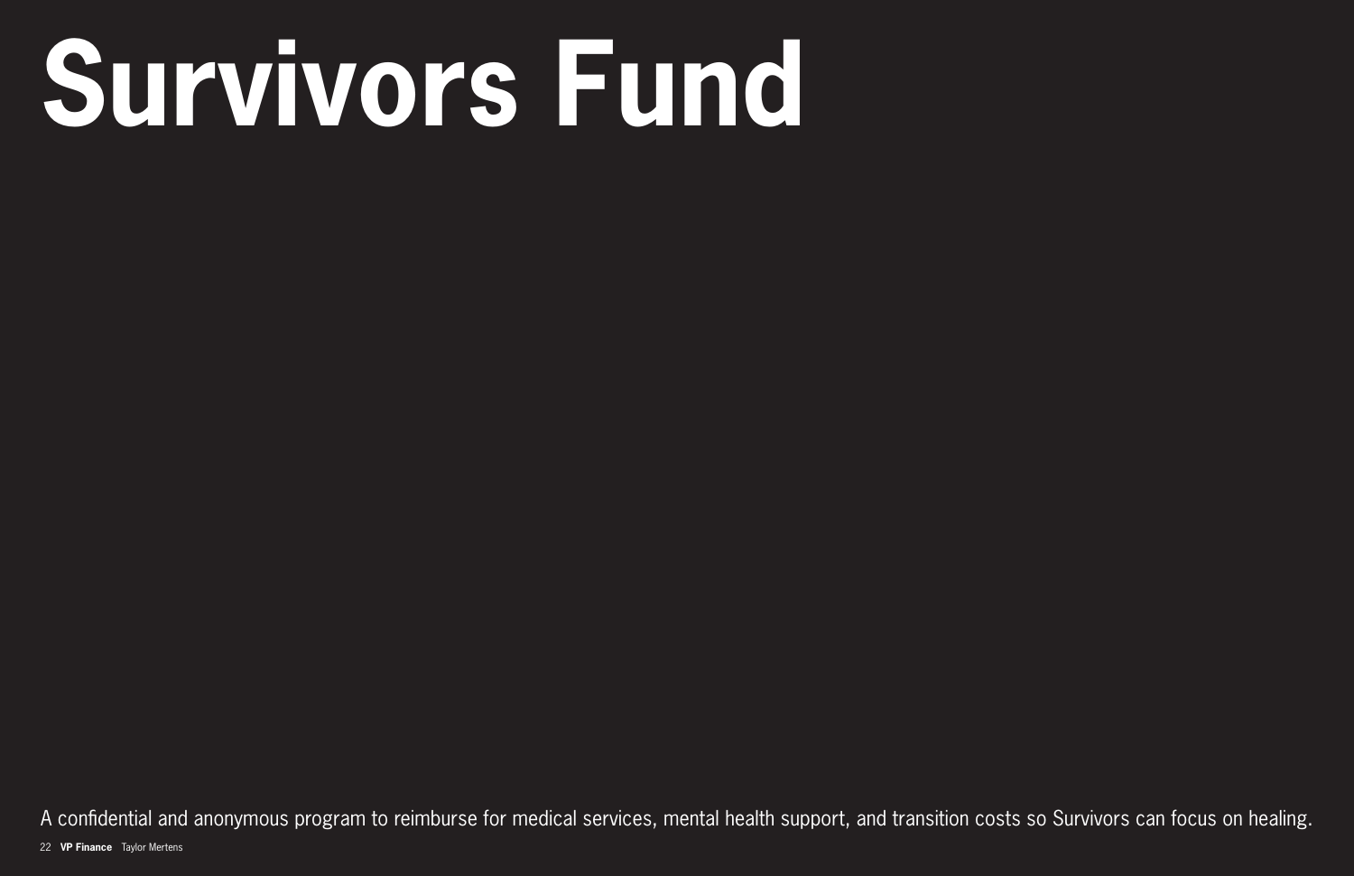# Survivors Fund

A confidential and anonymous program to reimburse for medical services, mental health support, and transition costs so Survivors can focus on healing.

**VP Finance** Taylor Mertens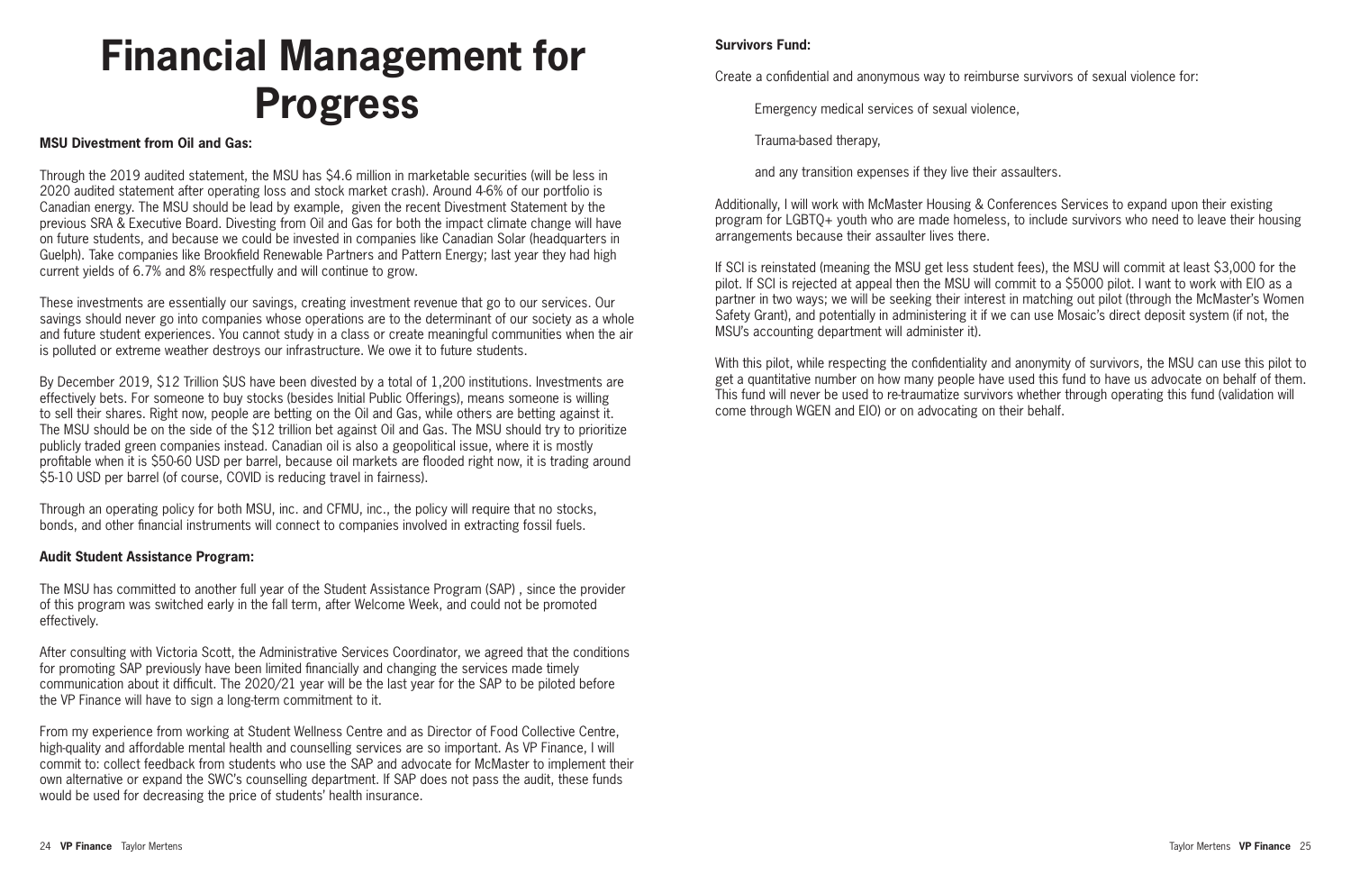# Financial Management for Progress

**MSU Divestment from Oil and Gas:**

Through the 2019 audited statement, the MSU has $4.6 million in marketable securities (will be less in 2020 audited statement after operating loss and stock market crash). Around 4-6% of our portfolio is Canadian energy. The MSU should be lead by example, given the recent Divestment Statement by the previous SRA & Executive Board. Divesting from Oil and Gas for both the impact climate change will have on future students, and because we could be invested in companies like Canadian Solar (headquarters in Guelph). Take companies like Brookfield Renewable Partners and Pattern Energy; last year they had high current yields of 6.7% and 8% respectfully and will continue to grow.

These investments are essentially our savings, creating investment revenue that go to our services. Our savings should never go into companies whose operations are to the determinant of our society as a whole and future student experiences. You cannot study in a class or create meaningful communities when the air is polluted or extreme weather destroys our infrastructure. We owe it to future students.

By December 2019, $12 Trillion $US have been divested by a total of 1,200 institutions. Investments are effectively bets. For someone to buy stocks (besides Initial Public Offerings), means someone is willing to sell their shares. Right now, people are betting on the Oil and Gas, while others are betting against it. The MSU should be on the side of the $12 trillion bet against Oil and Gas. The MSU should try to prioritize publicly traded green companies instead. Canadian oil is also a geopolitical issue, where it is mostly profitable when it is $50-60 USD per barrel, because oil markets are flooded right now, it is trading around $5-10 USD per barrel (of course, COVID is reducing travel in fairness).

Through an operating policy for both MSU, inc. and CFMU, inc., the policy will require that no stocks, bonds, and other financial instruments will connect to companies involved in extracting fossil fuels.

**Audit Student Assistance Program:**

The MSU has committed to another full year of the Student Assistance Program (SAP) , since the provider of this program was switched early in the fall term, after Welcome Week, and could not be promoted effectively.

After consulting with Victoria Scott, the Administrative Services Coordinator, we agreed that the conditions for promoting SAP previously have been limited financially and changing the services made timely communication about it difficult. The 2020/21 year will be the last year for the SAP to be piloted before the VP Finance will have to sign a long-term commitment to it.

From my experience from working at Student Wellness Centre and as Director of Food Collective Centre, high-quality and affordable mental health and counselling services are so important. As VP Finance, I will commit to: collect feedback from students who use the SAP and advocate for McMaster to implement their own alternative or expand the SWC's counselling department. If SAP does not pass the audit, these funds would be used for decreasing the price of students' health insurance.

**Survivors Fund:**

Create a confidential and anonymous way to reimburse survivors of sexual violence for:

- Emergency medical services of sexual violence,
- Trauma-based therapy,
- and any transition expenses if they live their assaulters.

Additionally, I will work with McMaster Housing & Conferences Services to expand upon their existing program for LGBTQ+ youth who are made homeless, to include survivors who need to leave their housing arrangements because their assaulter lives there.

If SCI is reinstated (meaning the MSU get less student fees), the MSU will commit at least $3,000 for the pilot. If SCI is rejected at appeal then the MSU will commit to a $5000 pilot. I want to work with EIO as a partner in two ways; we will be seeking their interest in matching out pilot (through the McMaster's Women Safety Grant), and potentially in administering it if we can use Mosaic's direct deposit system (if not, the MSU's accounting department will administer it).

With this pilot, while respecting the confidentiality and anonymity of survivors, the MSU can use this pilot to get a quantitative number on how many people have used this fund to have us advocate on behalf of them. This fund will never be used to re-traumatize survivors whether through operating this fund (validation will come through WGEN and EIO) or on advocating on their behalf.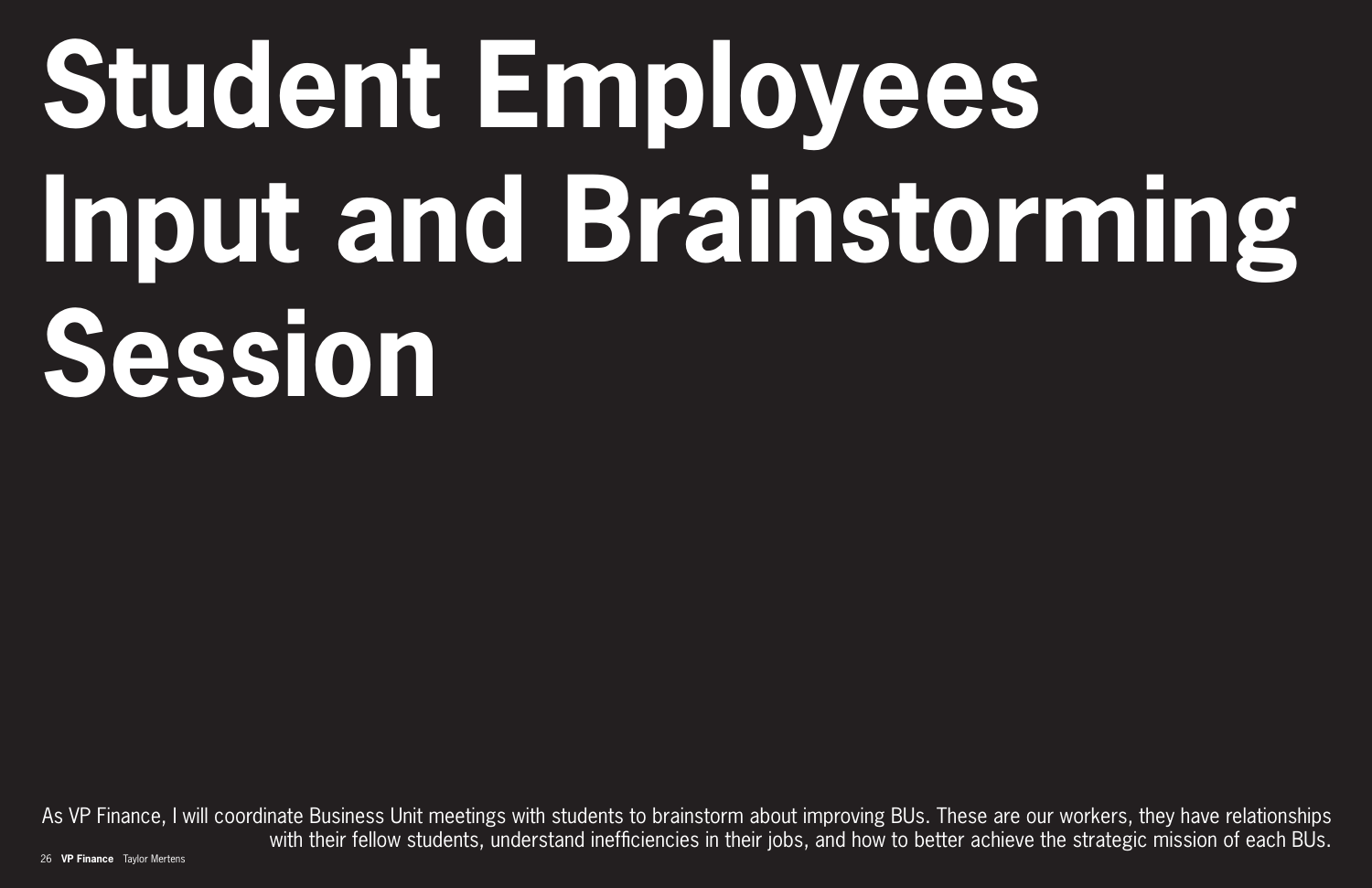# Student Employees Input and Brainstorming Session

As VP Finance, I will coordinate Business Unit meetings with students to brainstorm about improving BUs. These are our workers, they have relationships with their fellow students, understand inefficiencies in their jobs, and how to better achieve the strategic mission of each BUs.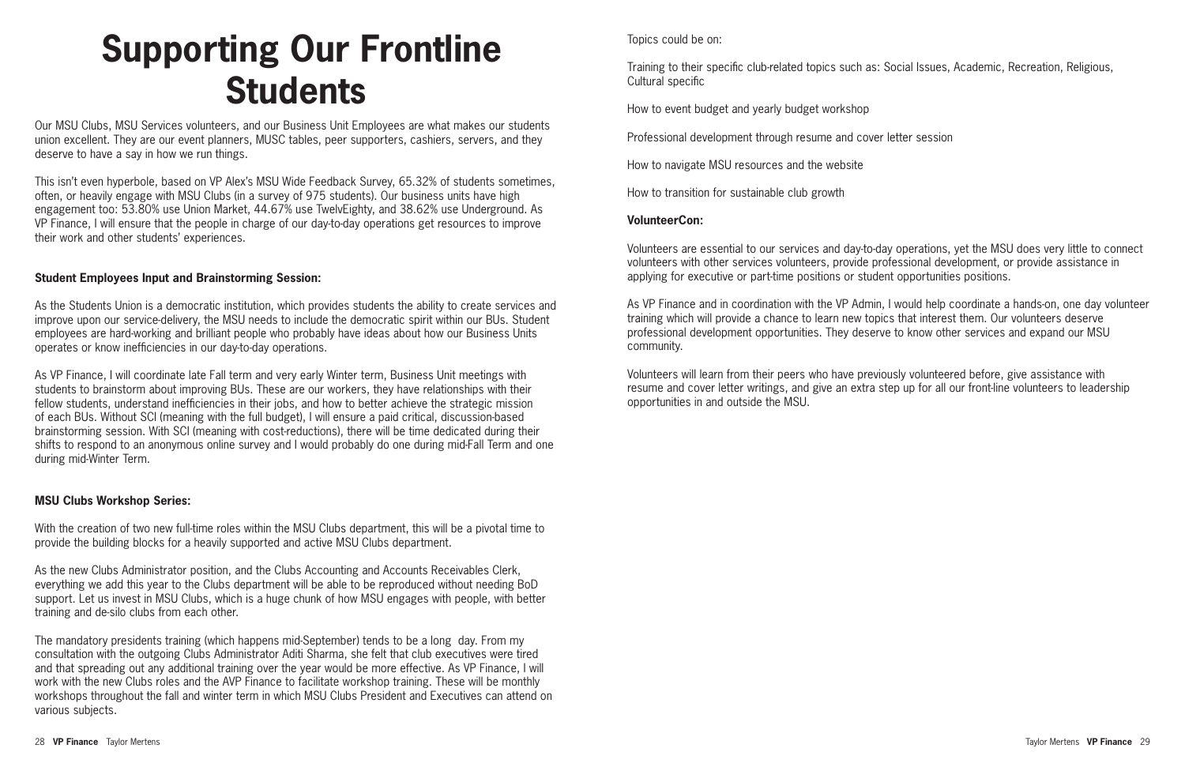# Supporting Our Frontline Students

Our MSU Clubs, MSU Services volunteers, and our Business Unit Employees are what makes our students union excellent. They are our event planners, MUSC tables, peer supporters, cashiers, servers, and they deserve to have a say in how we run things.

This isn't even hyperbole, based on VP Alex's MSU Wide Feedback Survey, 65.32% of students sometimes, often, or heavily engage with MSU Clubs (in a survey of 975 students). Our business units have high engagement too: 53.80% use Union Market, 44.67% use TwelvEighty, and 38.62% use Underground. As VP Finance, I will ensure that the people in charge of our day-to-day operations get resources to improve their work and other students' experiences.

**Student Employees Input and Brainstorming Session:**

As the Students Union is a democratic institution, which provides students the ability to create services and improve upon our service-delivery, the MSU needs to include the democratic spirit within our BUs. Student employees are hard-working and brilliant people who probably have ideas about how our Business Units operates or know inefficiencies in our day-to-day operations.

As VP Finance, I will coordinate late Fall term and very early Winter term, Business Unit meetings with students to brainstorm about improving BUs. These are our workers, they have relationships with their fellow students, understand inefficiencies in their jobs, and how to better achieve the strategic mission of each BUs. Without SCI (meaning with the full budget), I will ensure a paid critical, discussion-based brainstorming session. With SCI (meaning with cost-reductions), there will be time dedicated during their shifts to respond to an anonymous online survey and I would probably do one during mid-Fall Term and one during mid-Winter Term.

**MSU Clubs Workshop Series:**

With the creation of two new full-time roles within the MSU Clubs department, this will be a pivotal time to provide the building blocks for a heavily supported and active MSU Clubs department.

As the new Clubs Administrator position, and the Clubs Accounting and Accounts Receivables Clerk, everything we add this year to the Clubs department will be able to be reproduced without needing BoD support. Let us invest in MSU Clubs, which is a huge chunk of how MSU engages with people, with better training and de-silo clubs from each other.

The mandatory presidents training (which happens mid-September) tends to be a long day. From my consultation with the outgoing Clubs Administrator Aditi Sharma, she felt that club executives were tired and that spreading out any additional training over the year would be more effective. As VP Finance, I will work with the new Clubs roles and the AVP Finance to facilitate workshop training. These will be monthly workshops throughout the fall and winter term in which MSU Clubs President and Executives can attend on various subjects.

Topics could be on:

Training to their specific club-related topics such as: Social Issues, Academic, Recreation, Religious, Cultural specific

How to event budget and yearly budget workshop

Professional development through resume and cover letter session

How to navigate MSU resources and the website

How to transition for sustainable club growth

**VolunteerCon:**

Volunteers are essential to our services and day-to-day operations, yet the MSU does very little to connect volunteers with other services volunteers, provide professional development, or provide assistance in applying for executive or part-time positions or student opportunities positions.

As VP Finance and in coordination with the VP Admin, I would help coordinate a hands-on, one day volunteer training which will provide a chance to learn new topics that interest them. Our volunteers deserve professional development opportunities. They deserve to know other services and expand our MSU community.

Volunteers will learn from their peers who have previously volunteered before, give assistance with resume and cover letter writings, and give an extra step up for all our front-line volunteers to leadership opportunities in and outside the MSU.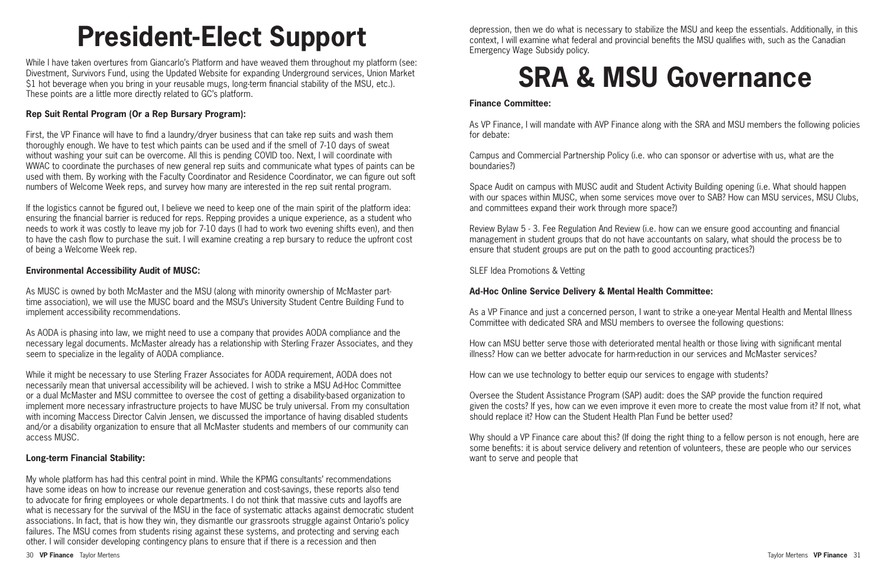# President-Elect Support

While I have taken overtures from Giancarlo's Platform and have weaved them throughout my platform (see: Divestment, Survivors Fund, using the Updated Website for expanding Underground services, Union Market $1 hot beverage when you bring in your reusable mugs, long-term financial stability of the MSU, etc.). These points are a little more directly related to GC's platform.

**Rep Suit Rental Program (Or a Rep Bursary Program):**

First, the VP Finance will have to find a laundry/dryer business that can take rep suits and wash them thoroughly enough. We have to test which paints can be used and if the smell of 7-10 days of sweat without washing your suit can be overcome. All this is pending COVID too. Next, I will coordinate with WWAC to coordinate the purchases of new general rep suits and communicate what types of paints can be used with them. By working with the Faculty Coordinator and Residence Coordinator, we can figure out soft numbers of Welcome Week reps, and survey how many are interested in the rep suit rental program.

If the logistics cannot be figured out, I believe we need to keep one of the main spirit of the platform idea: ensuring the financial barrier is reduced for reps. Repping provides a unique experience, as a student who needs to work it was costly to leave my job for 7-10 days (I had to work two evening shifts even), and then to have the cash flow to purchase the suit. I will examine creating a rep bursary to reduce the upfront cost of being a Welcome Week rep.

**Environmental Accessibility Audit of MUSC:**

As MUSC is owned by both McMaster and the MSU (along with minority ownership of McMaster part-time association), we will use the MUSC board and the MSU's University Student Centre Building Fund to implement accessibility recommendations.

As AODA is phasing into law, we might need to use a company that provides AODA compliance and the necessary legal documents. McMaster already has a relationship with Sterling Frazer Associates, and they seem to specialize in the legality of AODA compliance.

While it might be necessary to use Sterling Frazer Associates for AODA requirement, AODA does not necessarily mean that universal accessibility will be achieved. I wish to strike a MSU Ad-Hoc Committee or a dual McMaster and MSU committee to oversee the cost of getting a disability-based organization to implement more necessary infrastructure projects to have MUSC be truly universal. From my consultation with incoming Maccess Director Calvin Jensen, we discussed the importance of having disabled students and/or a disability organization to ensure that all McMaster students and members of our community can access MUSC.

**Long-term Financial Stability:**

My whole platform has had this central point in mind. While the KPMG consultants' recommendations have some ideas on how to increase our revenue generation and cost-savings, these reports also tend to advocate for firing employees or whole departments. I do not think that massive cuts and layoffs are what is necessary for the survival of the MSU in the face of systematic attacks against democratic student associations. In fact, that is how they win, they dismantle our grassroots struggle against Ontario's policy failures. The MSU comes from students rising against these systems, and protecting and serving each other. I will consider developing contingency plans to ensure that if there is a recession and then depression, then we do what is necessary to stabilize the MSU and keep the essentials. Additionally, in this context, I will examine what federal and provincial benefits the MSU qualifies with, such as the Canadian Emergency Wage Subsidy policy.

# SRA & MSU Governance

**Finance Committee:**

As VP Finance, I will mandate with AVP Finance along with the SRA and MSU members the following policies for debate:

Campus and Commercial Partnership Policy (i.e. who can sponsor or advertise with us, what are the boundaries?)

Space Audit on campus with MUSC audit and Student Activity Building opening (i.e. What should happen with our spaces within MUSC, when some services move over to SAB? How can MSU services, MSU Clubs, and committees expand their work through more space?)

Review Bylaw 5 - 3. Fee Regulation And Review (i.e. how can we ensure good accounting and financial management in student groups that do not have accountants on salary, what should the process be to ensure that student groups are put on the path to good accounting practices?)

SLEF Idea Promotions & Vetting

**Ad-Hoc Online Service Delivery & Mental Health Committee:**

As a VP Finance and just a concerned person, I want to strike a one-year Mental Health and Mental Illness Committee with dedicated SRA and MSU members to oversee the following questions:

How can MSU better serve those with deteriorated mental health or those living with significant mental illness? How can we better advocate for harm-reduction in our services and McMaster services?

How can we use technology to better equip our services to engage with students?

Oversee the Student Assistance Program (SAP) audit: does the SAP provide the function required given the costs? If yes, how can we even improve it even more to create the most value from it? If not, what should replace it? How can the Student Health Plan Fund be better used?

Why should a VP Finance care about this? (If doing the right thing to a fellow person is not enough, here are some benefits: it is about service delivery and retention of volunteers, these are people who our services want to serve and people that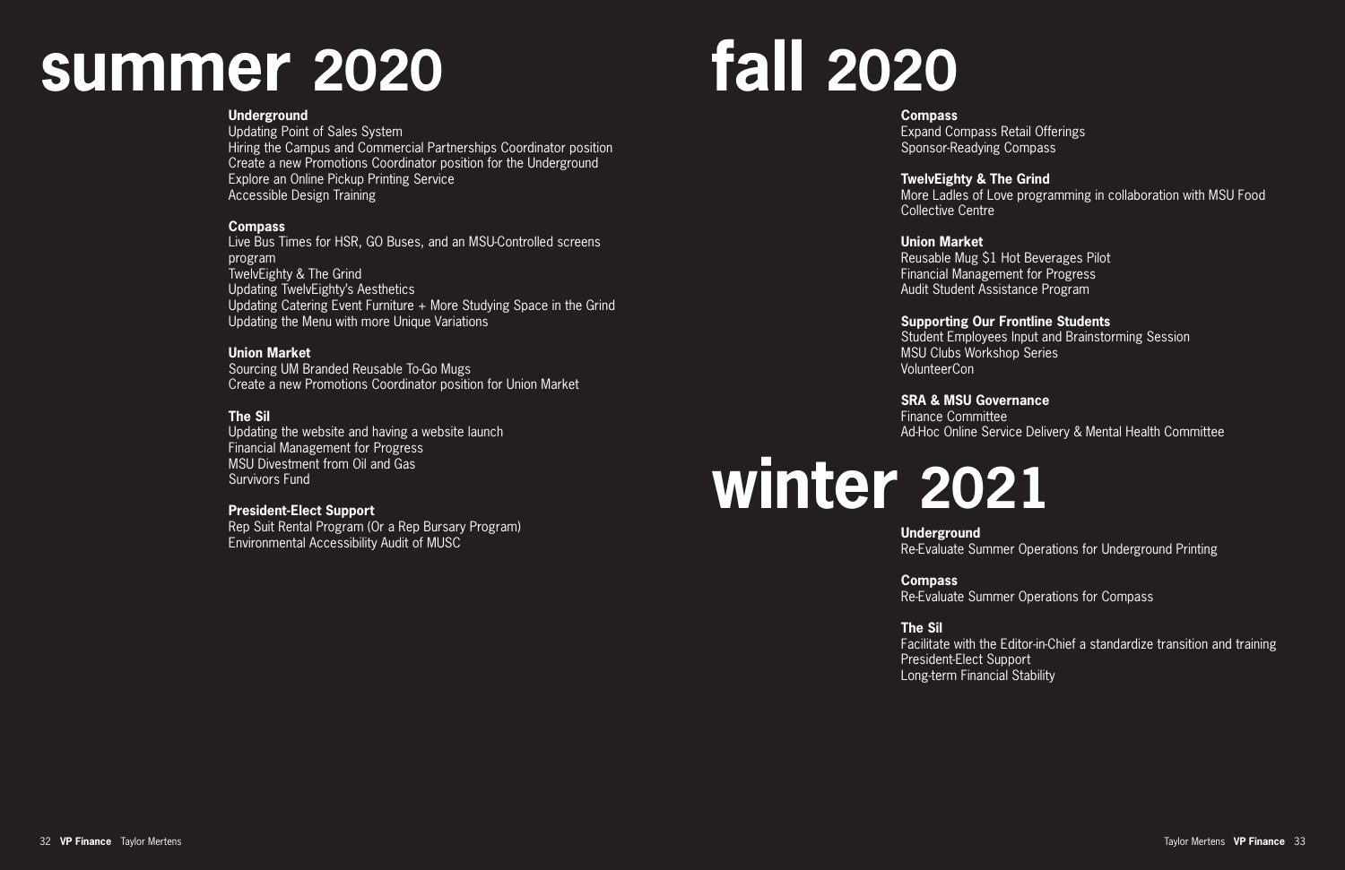# summer 2020

**Underground**
Updating Point of Sales System
Hiring the Campus and Commercial Partnerships Coordinator position
Create a new Promotions Coordinator position for the Underground
Explore an Online Pickup Printing Service
Accessible Design Training

**Compass**
Live Bus Times for HSR, GO Buses, and an MSU-Controlled screens program
TwelvEighty & The Grind
Updating TwelvEighty's Aesthetics
Updating Catering Event Furniture + More Studying Space in the Grind
Updating the Menu with more Unique Variations

**Union Market**
Sourcing UM Branded Reusable To-Go Mugs
Create a new Promotions Coordinator position for Union Market

**The Sil**
Updating the website and having a website launch
Financial Management for Progress
MSU Divestment from Oil and Gas
Survivors Fund

**President-Elect Support**
Rep Suit Rental Program (Or a Rep Bursary Program)
Environmental Accessibility Audit of MUSC

# fall 2020

**Compass**
Expand Compass Retail Offerings
Sponsor-Readying Compass

**TwelvEighty & The Grind**
More Ladles of Love programming in collaboration with MSU Food Collective Centre

**Union Market**
Reusable Mug $1 Hot Beverages Pilot
Financial Management for Progress
Audit Student Assistance Program

**Supporting Our Frontline Students**
Student Employees Input and Brainstorming Session
MSU Clubs Workshop Series
VolunteerCon

**SRA & MSU Governance**
Finance Committee
Ad-Hoc Online Service Delivery & Mental Health Committee

# winter 2021

**Underground**
Re-Evaluate Summer Operations for Underground Printing

**Compass**
Re-Evaluate Summer Operations for Compass

**The Sil**
Facilitate with the Editor-in-Chief a standardize transition and training
President-Elect Support
Long-term Financial Stability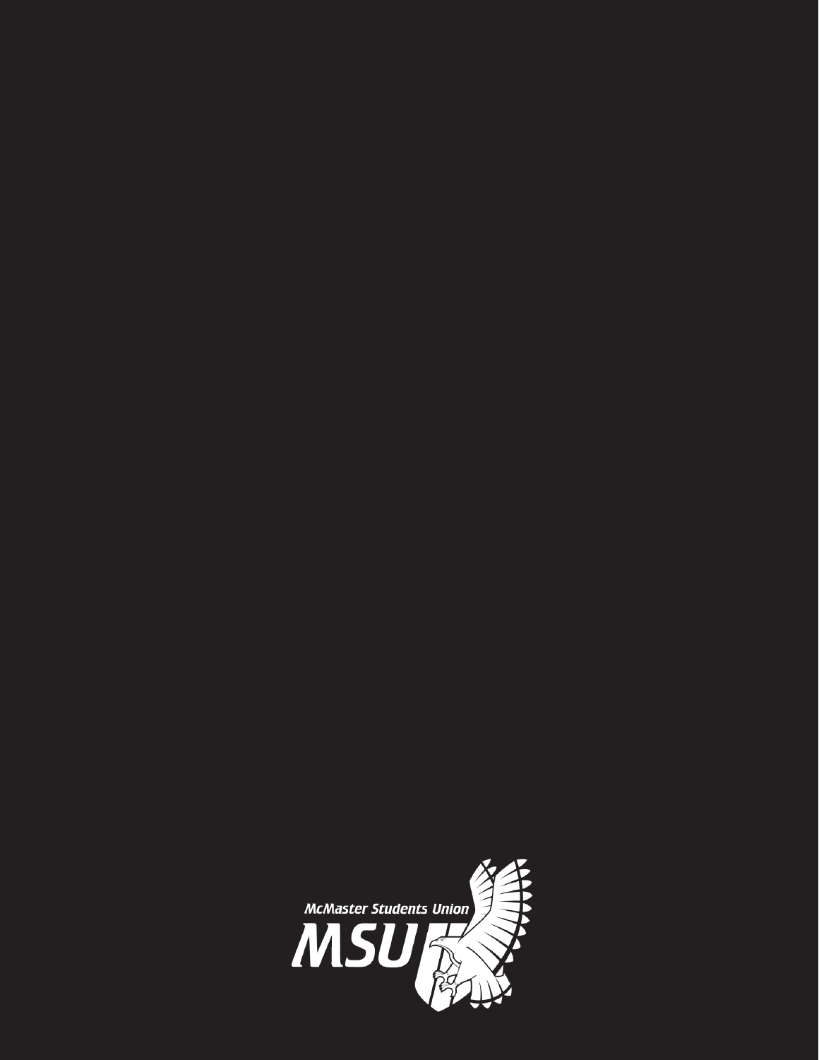McMaster Students Union

MSU